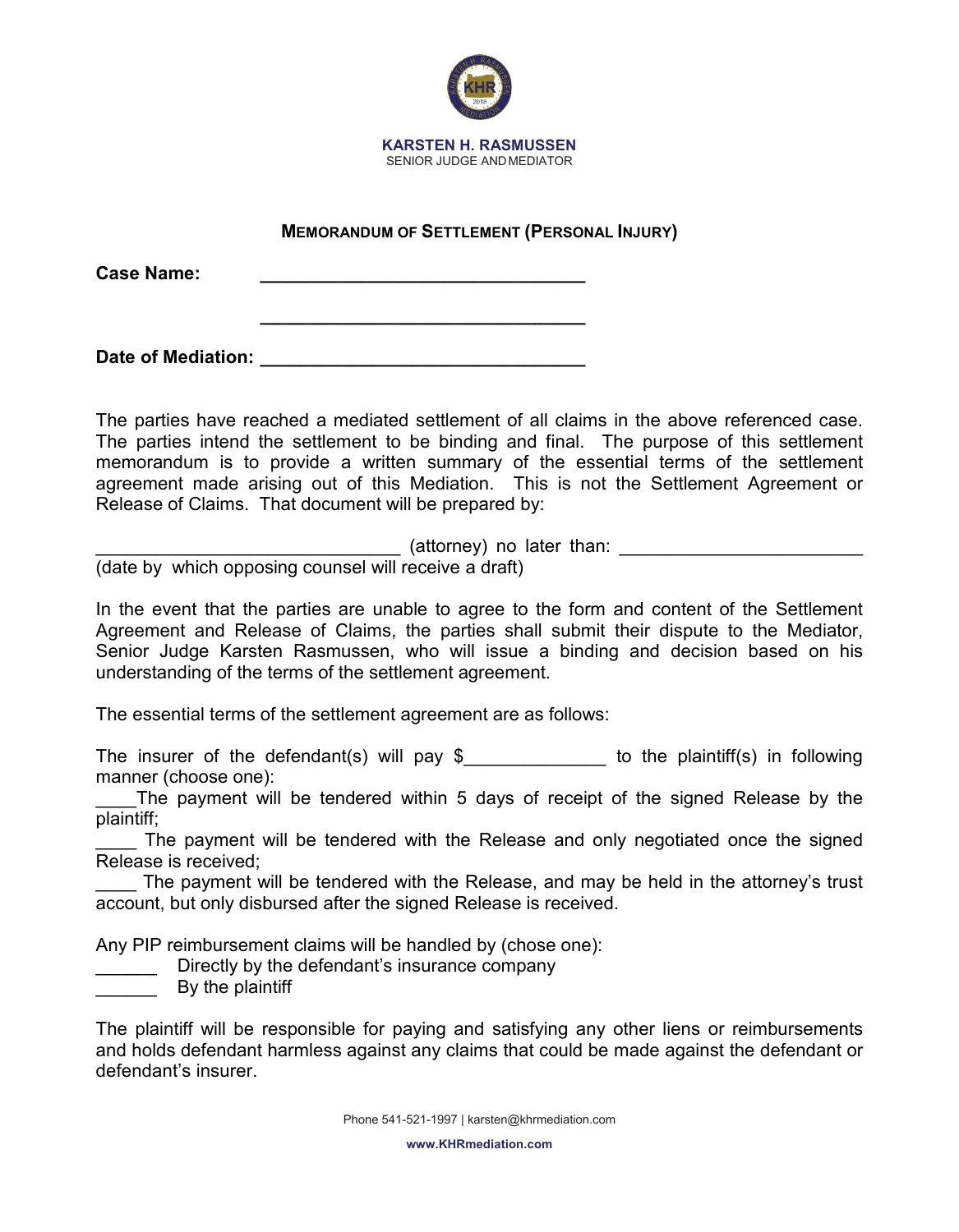**KARSTEN H. RASMUSSEN**
SENIOR JUDGE AND MEDIATOR

## MEMORANDUM OF SETTLEMENT (PERSONAL INJURY)

**Case Name:** ________________________________

________________________________

**Date of Mediation:** ________________________________

The parties have reached a mediated settlement of all claims in the above referenced case. The parties intend the settlement to be binding and final. The purpose of this settlement memorandum is to provide a written summary of the essential terms of the settlement agreement made arising out of this Mediation. This is not the Settlement Agreement or Release of Claims. That document will be prepared by:

______________________________ (attorney) no later than: ________________________
(date by which opposing counsel will receive a draft)

In the event that the parties are unable to agree to the form and content of the Settlement Agreement and Release of Claims, the parties shall submit their dispute to the Mediator, Senior Judge Karsten Rasmussen, who will issue a binding and decision based on his understanding of the terms of the settlement agreement.

The essential terms of the settlement agreement are as follows:

The insurer of the defendant(s) will pay $______________ to the plaintiff(s) in following manner (choose one):

____The payment will be tendered within 5 days of receipt of the signed Release by the plaintiff;

____ The payment will be tendered with the Release and only negotiated once the signed Release is received;

____ The payment will be tendered with the Release, and may be held in the attorney's trust account, but only disbursed after the signed Release is received.

Any PIP reimbursement claims will be handled by (chose one):

______ Directly by the defendant's insurance company

______ By the plaintiff

The plaintiff will be responsible for paying and satisfying any other liens or reimbursements and holds defendant harmless against any claims that could be made against the defendant or defendant's insurer.

Phone 541-521-1997 | karsten@khrmediation.com

www.KHRmediation.com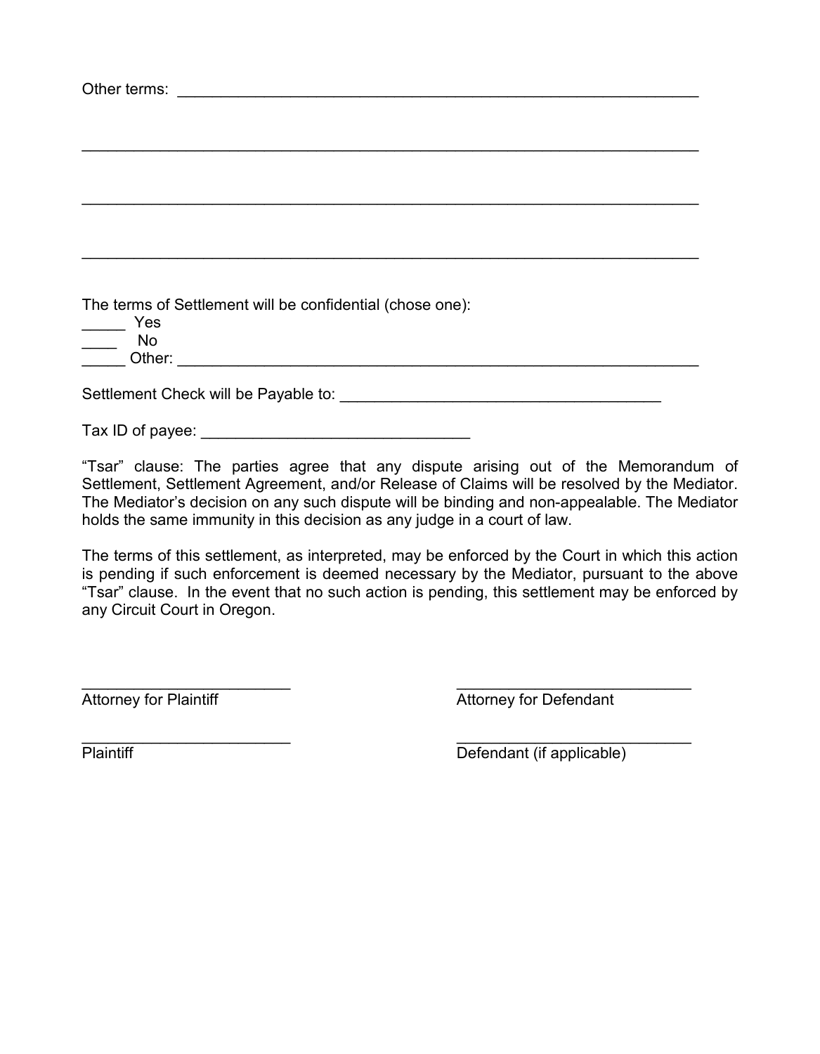Other terms: ___________________________________________________________

______________________________________________________________________

______________________________________________________________________

______________________________________________________________________

The terms of Settlement will be confidential (chose one):
_____ Yes
____ No
_____ Other: ______________________________________________________________

Settlement Check will be Payable to: ____________________________________

Tax ID of payee: ______________________________

"Tsar" clause: The parties agree that any dispute arising out of the Memorandum of Settlement, Settlement Agreement, and/or Release of Claims will be resolved by the Mediator. The Mediator's decision on any such dispute will be binding and non-appealable. The Mediator holds the same immunity in this decision as any judge in a court of law.

The terms of this settlement, as interpreted, may be enforced by the Court in which this action is pending if such enforcement is deemed necessary by the Mediator, pursuant to the above "Tsar" clause. In the event that no such action is pending, this settlement may be enforced by any Circuit Court in Oregon.

________________________
Attorney for Plaintiff

__________________________
Attorney for Defendant

________________________
Plaintiff

__________________________
Defendant (if applicable)